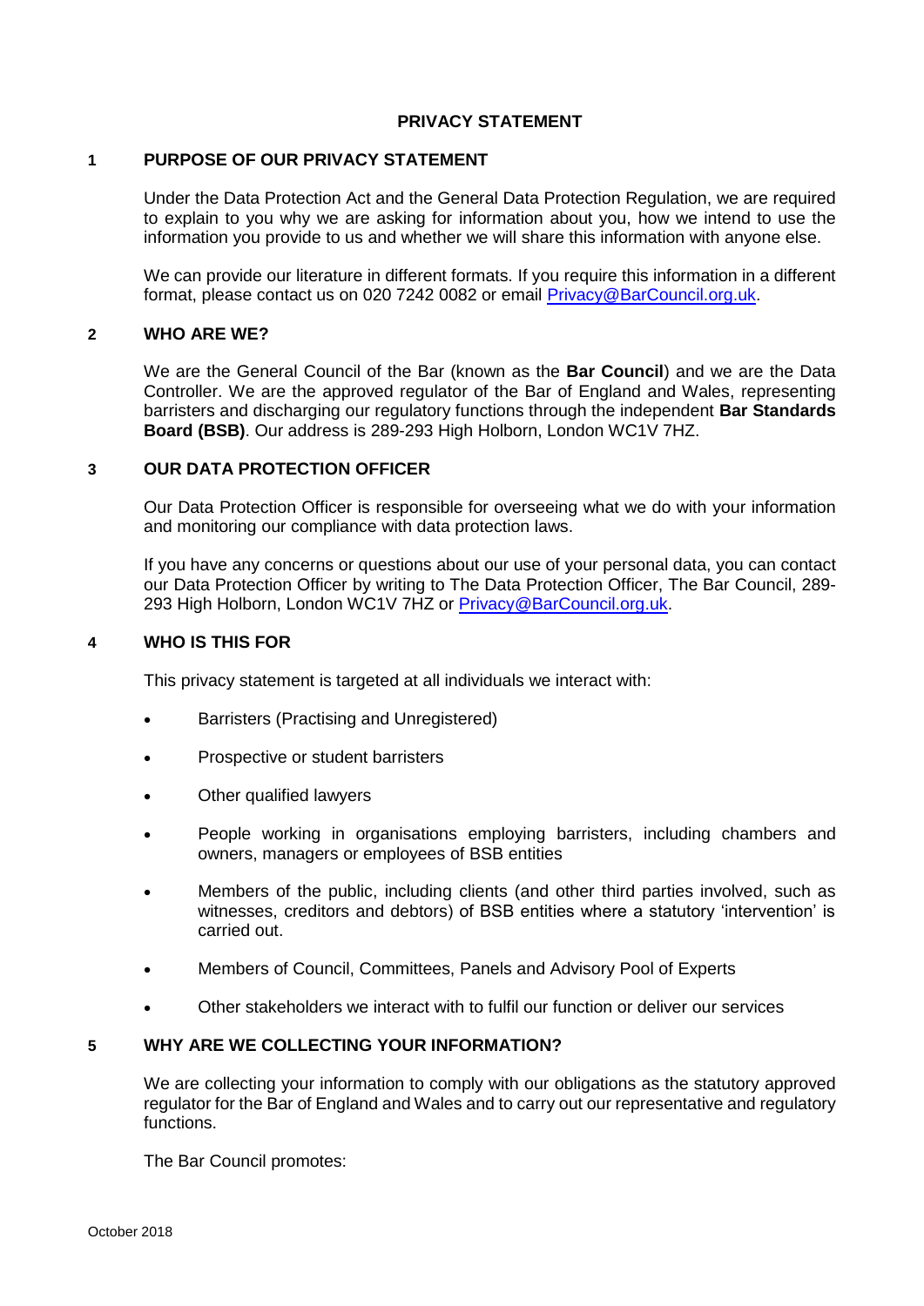# PRIVACY STATEMENT

## 1 PURPOSE OF OUR PRIVACY STATEMENT

Under the Data Protection Act and the General Data Protection Regulation, we are required to explain to you why we are asking for information about you, how we intend to use the information you provide to us and whether we will share this information with anyone else.

We can provide our literature in different formats. If you require this information in a different format, please contact us on 020 7242 0082 or email Privacy@BarCouncil.org.uk.

## 2 WHO ARE WE?

We are the General Council of the Bar (known as the **Bar Council**) and we are the Data Controller. We are the approved regulator of the Bar of England and Wales, representing barristers and discharging our regulatory functions through the independent **Bar Standards Board (BSB)**. Our address is 289-293 High Holborn, London WC1V 7HZ.

## 3 OUR DATA PROTECTION OFFICER

Our Data Protection Officer is responsible for overseeing what we do with your information and monitoring our compliance with data protection laws.

If you have any concerns or questions about our use of your personal data, you can contact our Data Protection Officer by writing to The Data Protection Officer, The Bar Council, 289-293 High Holborn, London WC1V 7HZ or Privacy@BarCouncil.org.uk.

## 4 WHO IS THIS FOR

This privacy statement is targeted at all individuals we interact with:

- Barristers (Practising and Unregistered)
- Prospective or student barristers
- Other qualified lawyers
- People working in organisations employing barristers, including chambers and owners, managers or employees of BSB entities
- Members of the public, including clients (and other third parties involved, such as witnesses, creditors and debtors) of BSB entities where a statutory 'intervention' is carried out.
- Members of Council, Committees, Panels and Advisory Pool of Experts
- Other stakeholders we interact with to fulfil our function or deliver our services

## 5 WHY ARE WE COLLECTING YOUR INFORMATION?

We are collecting your information to comply with our obligations as the statutory approved regulator for the Bar of England and Wales and to carry out our representative and regulatory functions.

The Bar Council promotes:

October 2018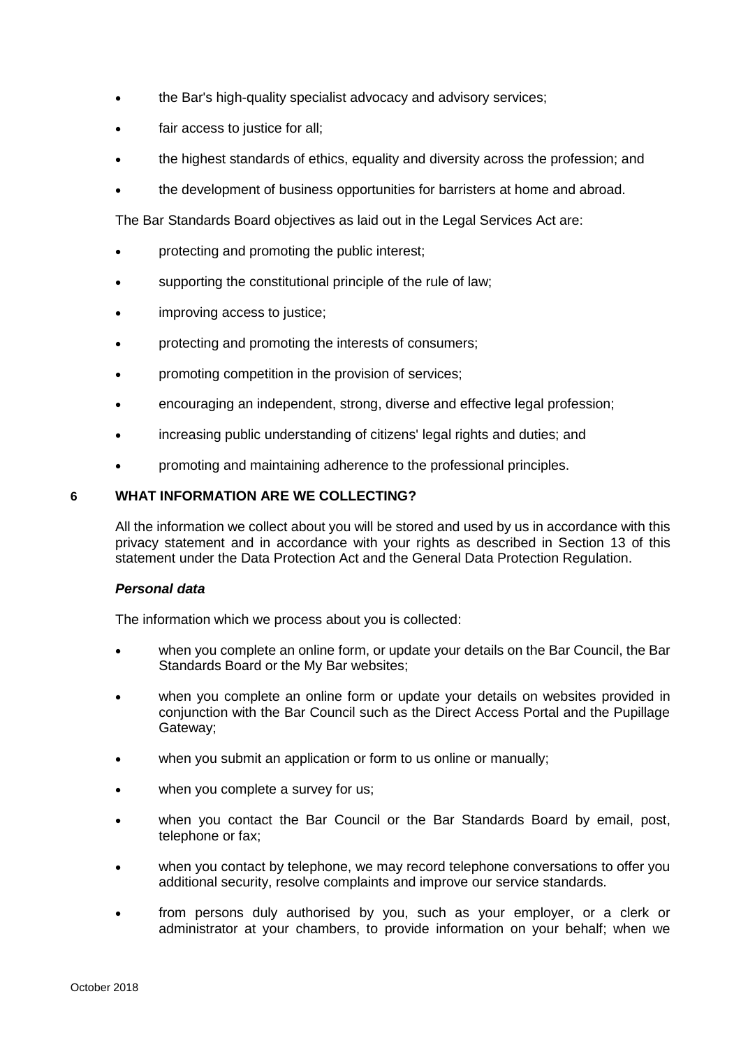- the Bar's high-quality specialist advocacy and advisory services;
- fair access to justice for all;
- the highest standards of ethics, equality and diversity across the profession; and
- the development of business opportunities for barristers at home and abroad.

The Bar Standards Board objectives as laid out in the Legal Services Act are:

- protecting and promoting the public interest;
- supporting the constitutional principle of the rule of law;
- improving access to justice;
- protecting and promoting the interests of consumers;
- promoting competition in the provision of services;
- encouraging an independent, strong, diverse and effective legal profession;
- increasing public understanding of citizens' legal rights and duties; and
- promoting and maintaining adherence to the professional principles.

## 6 WHAT INFORMATION ARE WE COLLECTING?

All the information we collect about you will be stored and used by us in accordance with this privacy statement and in accordance with your rights as described in Section 13 of this statement under the Data Protection Act and the General Data Protection Regulation.

***Personal data***

The information which we process about you is collected:

- when you complete an online form, or update your details on the Bar Council, the Bar Standards Board or the My Bar websites;
- when you complete an online form or update your details on websites provided in conjunction with the Bar Council such as the Direct Access Portal and the Pupillage Gateway;
- when you submit an application or form to us online or manually;
- when you complete a survey for us;
- when you contact the Bar Council or the Bar Standards Board by email, post, telephone or fax;
- when you contact by telephone, we may record telephone conversations to offer you additional security, resolve complaints and improve our service standards.
- from persons duly authorised by you, such as your employer, or a clerk or administrator at your chambers, to provide information on your behalf; when we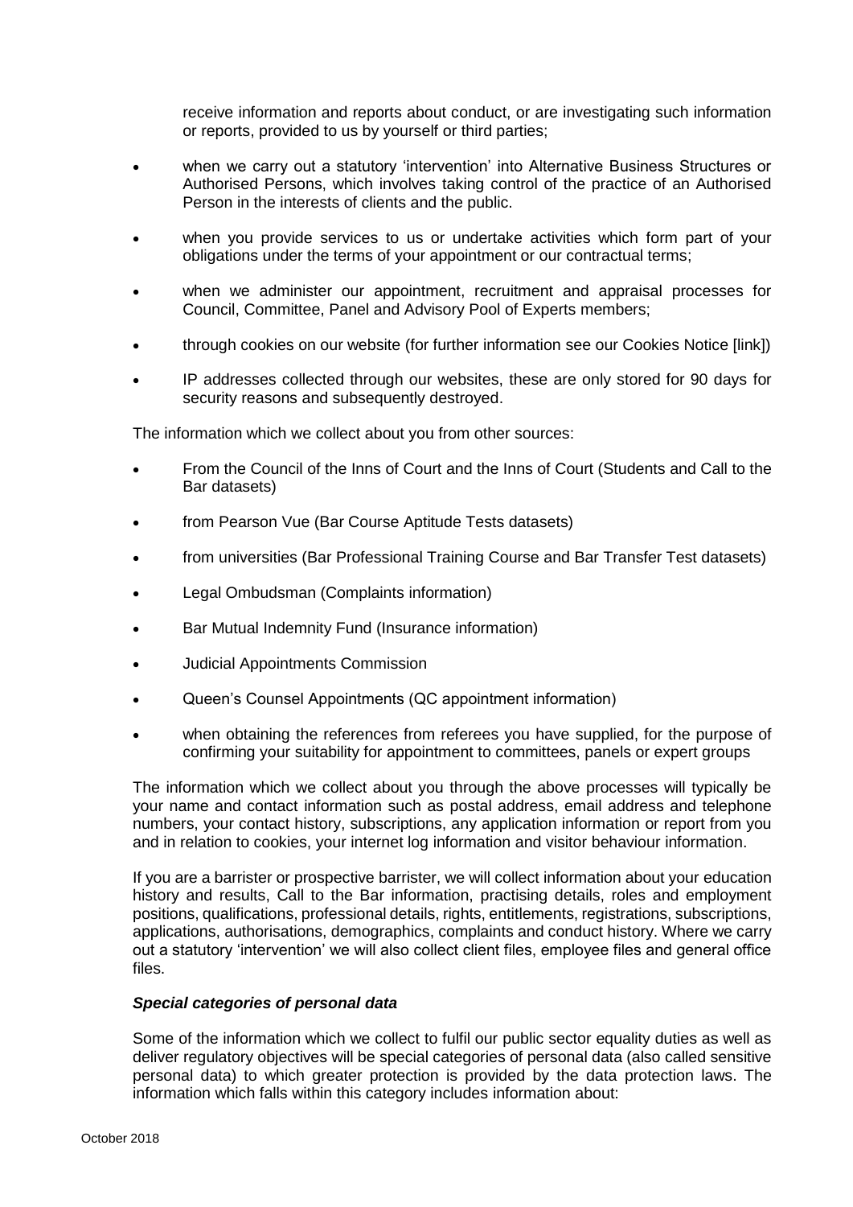receive information and reports about conduct, or are investigating such information or reports, provided to us by yourself or third parties;

- when we carry out a statutory 'intervention' into Alternative Business Structures or Authorised Persons, which involves taking control of the practice of an Authorised Person in the interests of clients and the public.
- when you provide services to us or undertake activities which form part of your obligations under the terms of your appointment or our contractual terms;
- when we administer our appointment, recruitment and appraisal processes for Council, Committee, Panel and Advisory Pool of Experts members;
- through cookies on our website (for further information see our Cookies Notice [link])
- IP addresses collected through our websites, these are only stored for 90 days for security reasons and subsequently destroyed.

The information which we collect about you from other sources:

- From the Council of the Inns of Court and the Inns of Court (Students and Call to the Bar datasets)
- from Pearson Vue (Bar Course Aptitude Tests datasets)
- from universities (Bar Professional Training Course and Bar Transfer Test datasets)
- Legal Ombudsman (Complaints information)
- Bar Mutual Indemnity Fund (Insurance information)
- Judicial Appointments Commission
- Queen's Counsel Appointments (QC appointment information)
- when obtaining the references from referees you have supplied, for the purpose of confirming your suitability for appointment to committees, panels or expert groups

The information which we collect about you through the above processes will typically be your name and contact information such as postal address, email address and telephone numbers, your contact history, subscriptions, any application information or report from you and in relation to cookies, your internet log information and visitor behaviour information.

If you are a barrister or prospective barrister, we will collect information about your education history and results, Call to the Bar information, practising details, roles and employment positions, qualifications, professional details, rights, entitlements, registrations, subscriptions, applications, authorisations, demographics, complaints and conduct history. Where we carry out a statutory 'intervention' we will also collect client files, employee files and general office files.

***Special categories of personal data***

Some of the information which we collect to fulfil our public sector equality duties as well as deliver regulatory objectives will be special categories of personal data (also called sensitive personal data) to which greater protection is provided by the data protection laws. The information which falls within this category includes information about: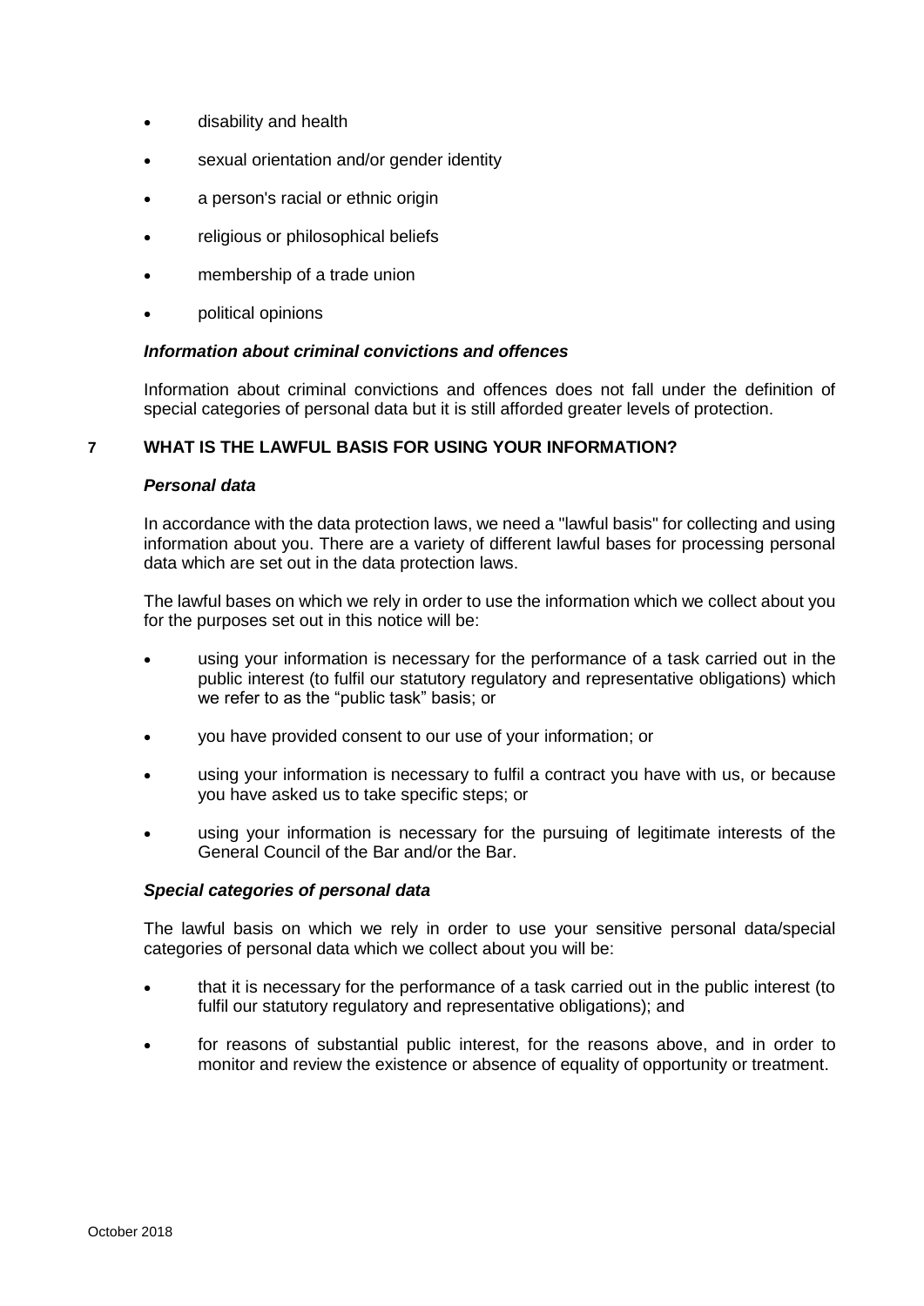- disability and health
- sexual orientation and/or gender identity
- a person's racial or ethnic origin
- religious or philosophical beliefs
- membership of a trade union
- political opinions

***Information about criminal convictions and offences***

Information about criminal convictions and offences does not fall under the definition of special categories of personal data but it is still afforded greater levels of protection.

## 7 WHAT IS THE LAWFUL BASIS FOR USING YOUR INFORMATION?

***Personal data***

In accordance with the data protection laws, we need a "lawful basis" for collecting and using information about you. There are a variety of different lawful bases for processing personal data which are set out in the data protection laws.

The lawful bases on which we rely in order to use the information which we collect about you for the purposes set out in this notice will be:

- using your information is necessary for the performance of a task carried out in the public interest (to fulfil our statutory regulatory and representative obligations) which we refer to as the "public task" basis; or
- you have provided consent to our use of your information; or
- using your information is necessary to fulfil a contract you have with us, or because you have asked us to take specific steps; or
- using your information is necessary for the pursuing of legitimate interests of the General Council of the Bar and/or the Bar.

***Special categories of personal data***

The lawful basis on which we rely in order to use your sensitive personal data/special categories of personal data which we collect about you will be:

- that it is necessary for the performance of a task carried out in the public interest (to fulfil our statutory regulatory and representative obligations); and
- for reasons of substantial public interest, for the reasons above, and in order to monitor and review the existence or absence of equality of opportunity or treatment.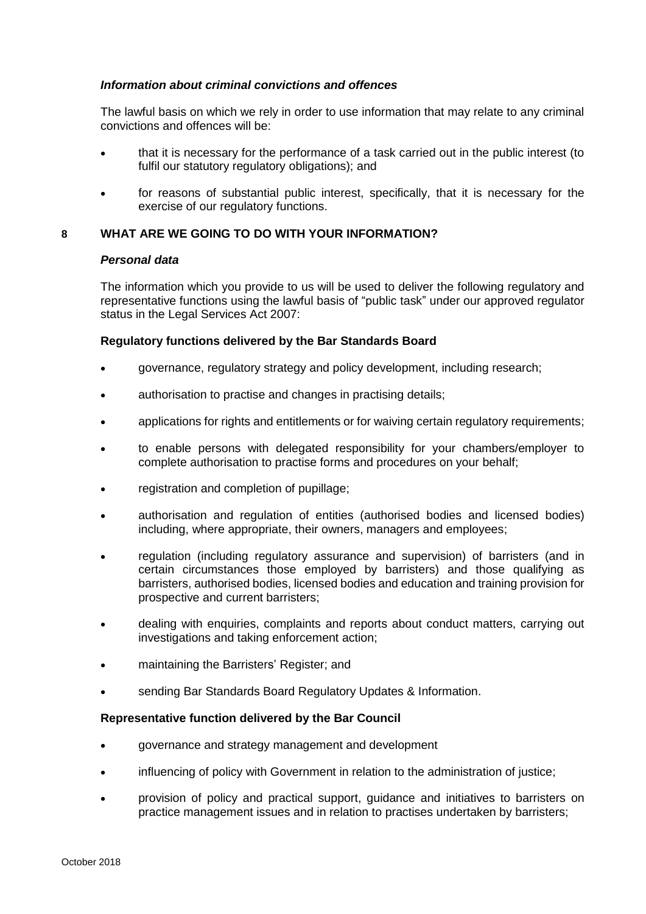***Information about criminal convictions and offences***

The lawful basis on which we rely in order to use information that may relate to any criminal convictions and offences will be:

- that it is necessary for the performance of a task carried out in the public interest (to fulfil our statutory regulatory obligations); and
- for reasons of substantial public interest, specifically, that it is necessary for the exercise of our regulatory functions.

## 8 WHAT ARE WE GOING TO DO WITH YOUR INFORMATION?

***Personal data***

The information which you provide to us will be used to deliver the following regulatory and representative functions using the lawful basis of "public task" under our approved regulator status in the Legal Services Act 2007:

**Regulatory functions delivered by the Bar Standards Board**

- governance, regulatory strategy and policy development, including research;
- authorisation to practise and changes in practising details;
- applications for rights and entitlements or for waiving certain regulatory requirements;
- to enable persons with delegated responsibility for your chambers/employer to complete authorisation to practise forms and procedures on your behalf;
- registration and completion of pupillage;
- authorisation and regulation of entities (authorised bodies and licensed bodies) including, where appropriate, their owners, managers and employees;
- regulation (including regulatory assurance and supervision) of barristers (and in certain circumstances those employed by barristers) and those qualifying as barristers, authorised bodies, licensed bodies and education and training provision for prospective and current barristers;
- dealing with enquiries, complaints and reports about conduct matters, carrying out investigations and taking enforcement action;
- maintaining the Barristers' Register; and
- sending Bar Standards Board Regulatory Updates & Information.

**Representative function delivered by the Bar Council**

- governance and strategy management and development
- influencing of policy with Government in relation to the administration of justice;
- provision of policy and practical support, guidance and initiatives to barristers on practice management issues and in relation to practises undertaken by barristers;

October 2018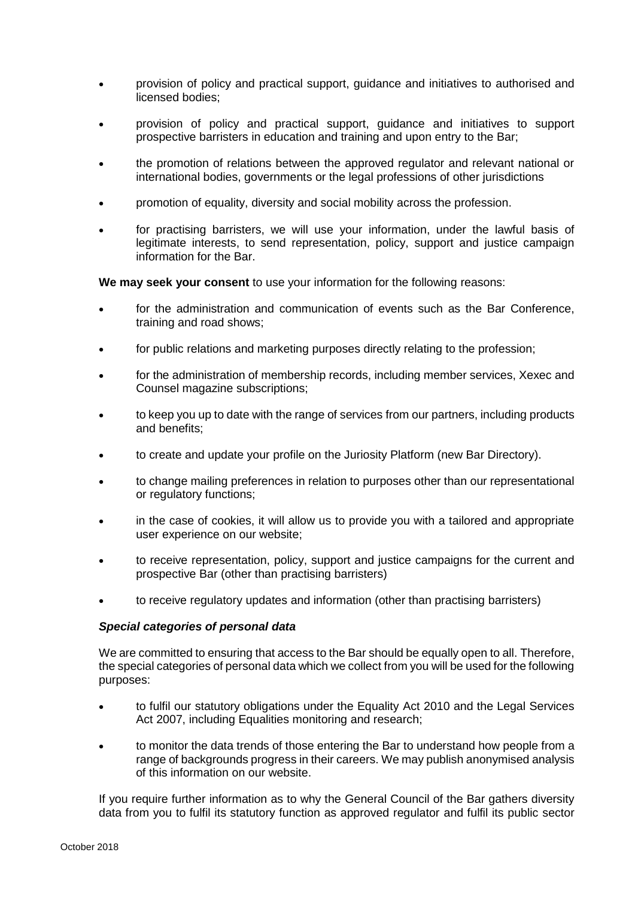- provision of policy and practical support, guidance and initiatives to authorised and licensed bodies;
- provision of policy and practical support, guidance and initiatives to support prospective barristers in education and training and upon entry to the Bar;
- the promotion of relations between the approved regulator and relevant national or international bodies, governments or the legal professions of other jurisdictions
- promotion of equality, diversity and social mobility across the profession.
- for practising barristers, we will use your information, under the lawful basis of legitimate interests, to send representation, policy, support and justice campaign information for the Bar.

**We may seek your consent** to use your information for the following reasons:

- for the administration and communication of events such as the Bar Conference, training and road shows;
- for public relations and marketing purposes directly relating to the profession;
- for the administration of membership records, including member services, Xexec and Counsel magazine subscriptions;
- to keep you up to date with the range of services from our partners, including products and benefits;
- to create and update your profile on the Juriosity Platform (new Bar Directory).
- to change mailing preferences in relation to purposes other than our representational or regulatory functions;
- in the case of cookies, it will allow us to provide you with a tailored and appropriate user experience on our website;
- to receive representation, policy, support and justice campaigns for the current and prospective Bar (other than practising barristers)
- to receive regulatory updates and information (other than practising barristers)

### ***Special categories of personal data***

We are committed to ensuring that access to the Bar should be equally open to all. Therefore, the special categories of personal data which we collect from you will be used for the following purposes:

- to fulfil our statutory obligations under the Equality Act 2010 and the Legal Services Act 2007, including Equalities monitoring and research;
- to monitor the data trends of those entering the Bar to understand how people from a range of backgrounds progress in their careers. We may publish anonymised analysis of this information on our website.

If you require further information as to why the General Council of the Bar gathers diversity data from you to fulfil its statutory function as approved regulator and fulfil its public sector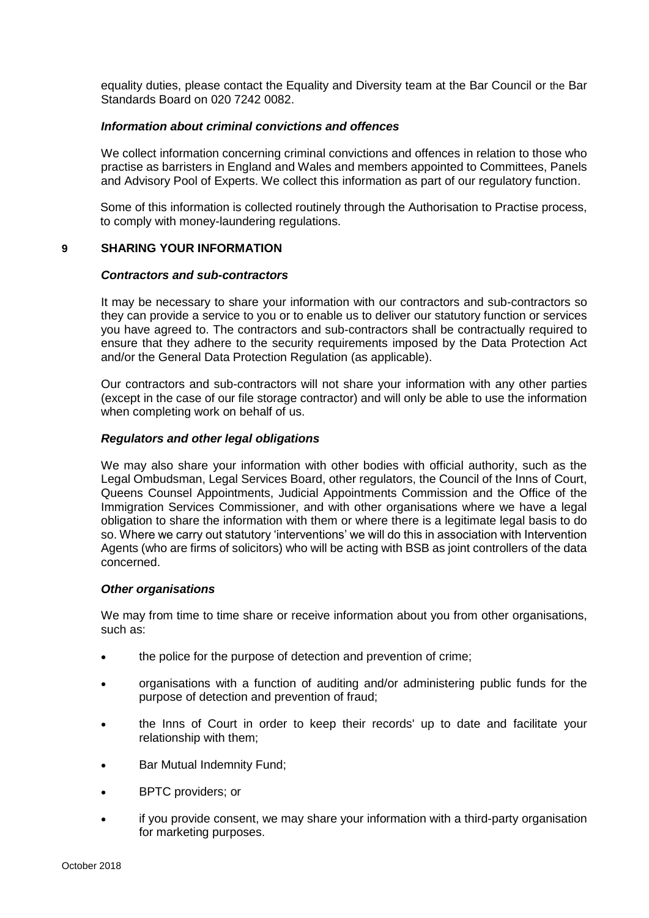equality duties, please contact the Equality and Diversity team at the Bar Council or the Bar Standards Board on 020 7242 0082.

### *Information about criminal convictions and offences*

We collect information concerning criminal convictions and offences in relation to those who practise as barristers in England and Wales and members appointed to Committees, Panels and Advisory Pool of Experts. We collect this information as part of our regulatory function.

Some of this information is collected routinely through the Authorisation to Practise process, to comply with money-laundering regulations.

## 9 SHARING YOUR INFORMATION

### *Contractors and sub-contractors*

It may be necessary to share your information with our contractors and sub-contractors so they can provide a service to you or to enable us to deliver our statutory function or services you have agreed to. The contractors and sub-contractors shall be contractually required to ensure that they adhere to the security requirements imposed by the Data Protection Act and/or the General Data Protection Regulation (as applicable).

Our contractors and sub-contractors will not share your information with any other parties (except in the case of our file storage contractor) and will only be able to use the information when completing work on behalf of us.

### *Regulators and other legal obligations*

We may also share your information with other bodies with official authority, such as the Legal Ombudsman, Legal Services Board, other regulators, the Council of the Inns of Court, Queens Counsel Appointments, Judicial Appointments Commission and the Office of the Immigration Services Commissioner, and with other organisations where we have a legal obligation to share the information with them or where there is a legitimate legal basis to do so. Where we carry out statutory 'interventions' we will do this in association with Intervention Agents (who are firms of solicitors) who will be acting with BSB as joint controllers of the data concerned.

### *Other organisations*

We may from time to time share or receive information about you from other organisations, such as:

- the police for the purpose of detection and prevention of crime;
- organisations with a function of auditing and/or administering public funds for the purpose of detection and prevention of fraud;
- the Inns of Court in order to keep their records' up to date and facilitate your relationship with them;
- Bar Mutual Indemnity Fund;
- BPTC providers; or
- if you provide consent, we may share your information with a third-party organisation for marketing purposes.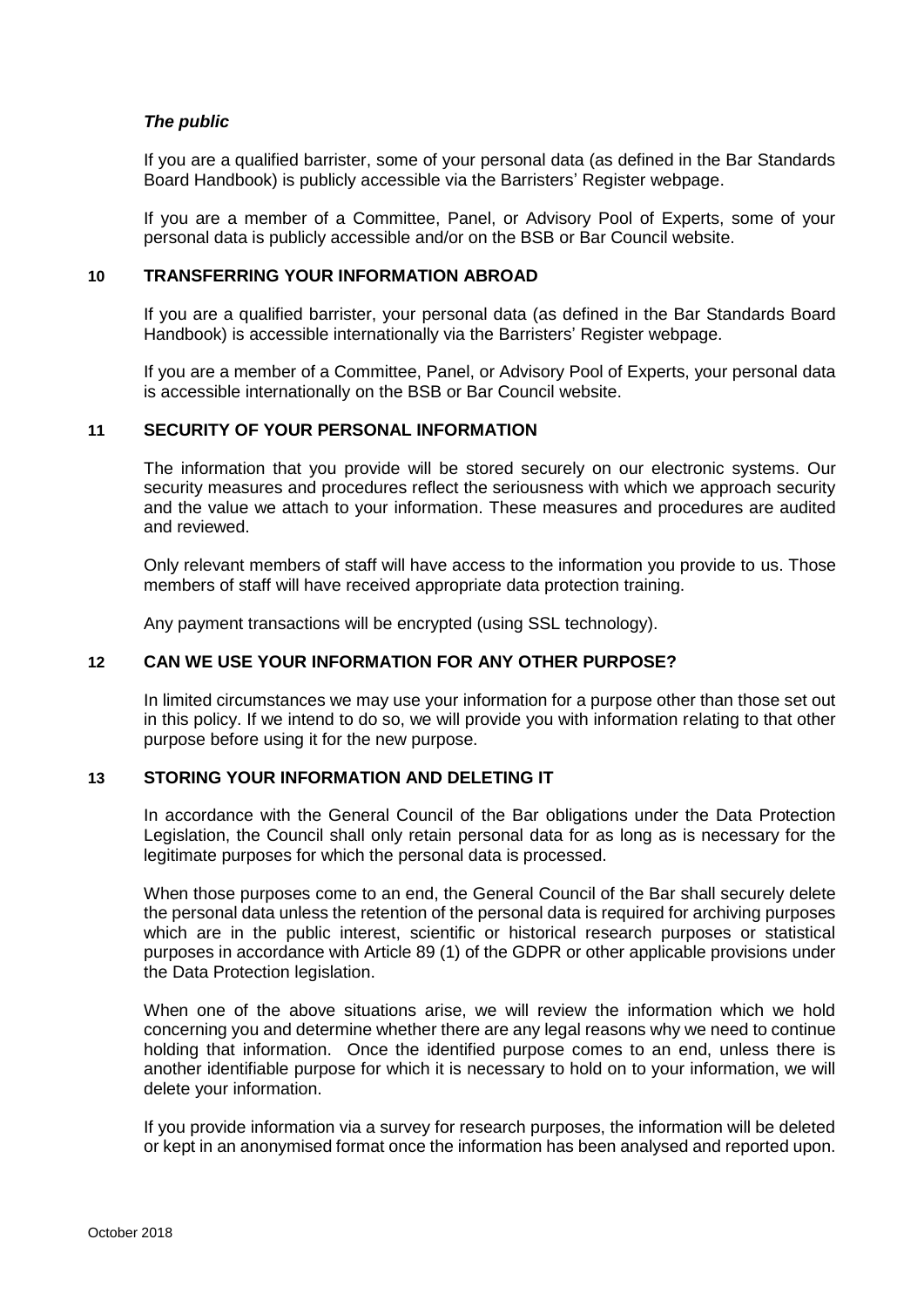### *The public*

If you are a qualified barrister, some of your personal data (as defined in the Bar Standards Board Handbook) is publicly accessible via the Barristers' Register webpage.

If you are a member of a Committee, Panel, or Advisory Pool of Experts, some of your personal data is publicly accessible and/or on the BSB or Bar Council website.

## 10 TRANSFERRING YOUR INFORMATION ABROAD

If you are a qualified barrister, your personal data (as defined in the Bar Standards Board Handbook) is accessible internationally via the Barristers' Register webpage.

If you are a member of a Committee, Panel, or Advisory Pool of Experts, your personal data is accessible internationally on the BSB or Bar Council website.

## 11 SECURITY OF YOUR PERSONAL INFORMATION

The information that you provide will be stored securely on our electronic systems. Our security measures and procedures reflect the seriousness with which we approach security and the value we attach to your information. These measures and procedures are audited and reviewed.

Only relevant members of staff will have access to the information you provide to us. Those members of staff will have received appropriate data protection training.

Any payment transactions will be encrypted (using SSL technology).

## 12 CAN WE USE YOUR INFORMATION FOR ANY OTHER PURPOSE?

In limited circumstances we may use your information for a purpose other than those set out in this policy. If we intend to do so, we will provide you with information relating to that other purpose before using it for the new purpose.

## 13 STORING YOUR INFORMATION AND DELETING IT

In accordance with the General Council of the Bar obligations under the Data Protection Legislation, the Council shall only retain personal data for as long as is necessary for the legitimate purposes for which the personal data is processed.

When those purposes come to an end, the General Council of the Bar shall securely delete the personal data unless the retention of the personal data is required for archiving purposes which are in the public interest, scientific or historical research purposes or statistical purposes in accordance with Article 89 (1) of the GDPR or other applicable provisions under the Data Protection legislation.

When one of the above situations arise, we will review the information which we hold concerning you and determine whether there are any legal reasons why we need to continue holding that information. Once the identified purpose comes to an end, unless there is another identifiable purpose for which it is necessary to hold on to your information, we will delete your information.

If you provide information via a survey for research purposes, the information will be deleted or kept in an anonymised format once the information has been analysed and reported upon.

October 2018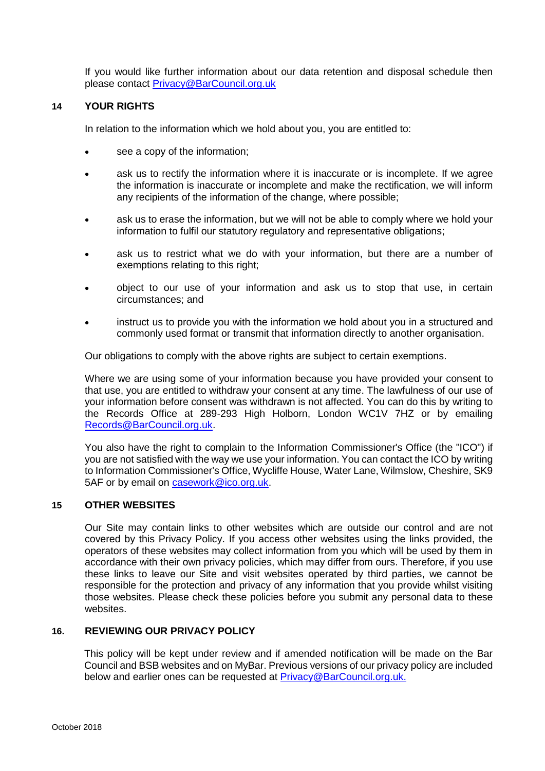If you would like further information about our data retention and disposal schedule then please contact Privacy@BarCouncil.org.uk

## 14 YOUR RIGHTS

In relation to the information which we hold about you, you are entitled to:

- see a copy of the information;
- ask us to rectify the information where it is inaccurate or is incomplete. If we agree the information is inaccurate or incomplete and make the rectification, we will inform any recipients of the information of the change, where possible;
- ask us to erase the information, but we will not be able to comply where we hold your information to fulfil our statutory regulatory and representative obligations;
- ask us to restrict what we do with your information, but there are a number of exemptions relating to this right;
- object to our use of your information and ask us to stop that use, in certain circumstances; and
- instruct us to provide you with the information we hold about you in a structured and commonly used format or transmit that information directly to another organisation.

Our obligations to comply with the above rights are subject to certain exemptions.

Where we are using some of your information because you have provided your consent to that use, you are entitled to withdraw your consent at any time. The lawfulness of our use of your information before consent was withdrawn is not affected. You can do this by writing to the Records Office at 289-293 High Holborn, London WC1V 7HZ or by emailing Records@BarCouncil.org.uk.

You also have the right to complain to the Information Commissioner's Office (the "ICO") if you are not satisfied with the way we use your information. You can contact the ICO by writing to Information Commissioner's Office, Wycliffe House, Water Lane, Wilmslow, Cheshire, SK9 5AF or by email on casework@ico.org.uk.

## 15 OTHER WEBSITES

Our Site may contain links to other websites which are outside our control and are not covered by this Privacy Policy. If you access other websites using the links provided, the operators of these websites may collect information from you which will be used by them in accordance with their own privacy policies, which may differ from ours. Therefore, if you use these links to leave our Site and visit websites operated by third parties, we cannot be responsible for the protection and privacy of any information that you provide whilst visiting those websites. Please check these policies before you submit any personal data to these websites.

## 16. REVIEWING OUR PRIVACY POLICY

This policy will be kept under review and if amended notification will be made on the Bar Council and BSB websites and on MyBar. Previous versions of our privacy policy are included below and earlier ones can be requested at Privacy@BarCouncil.org.uk.

October 2018